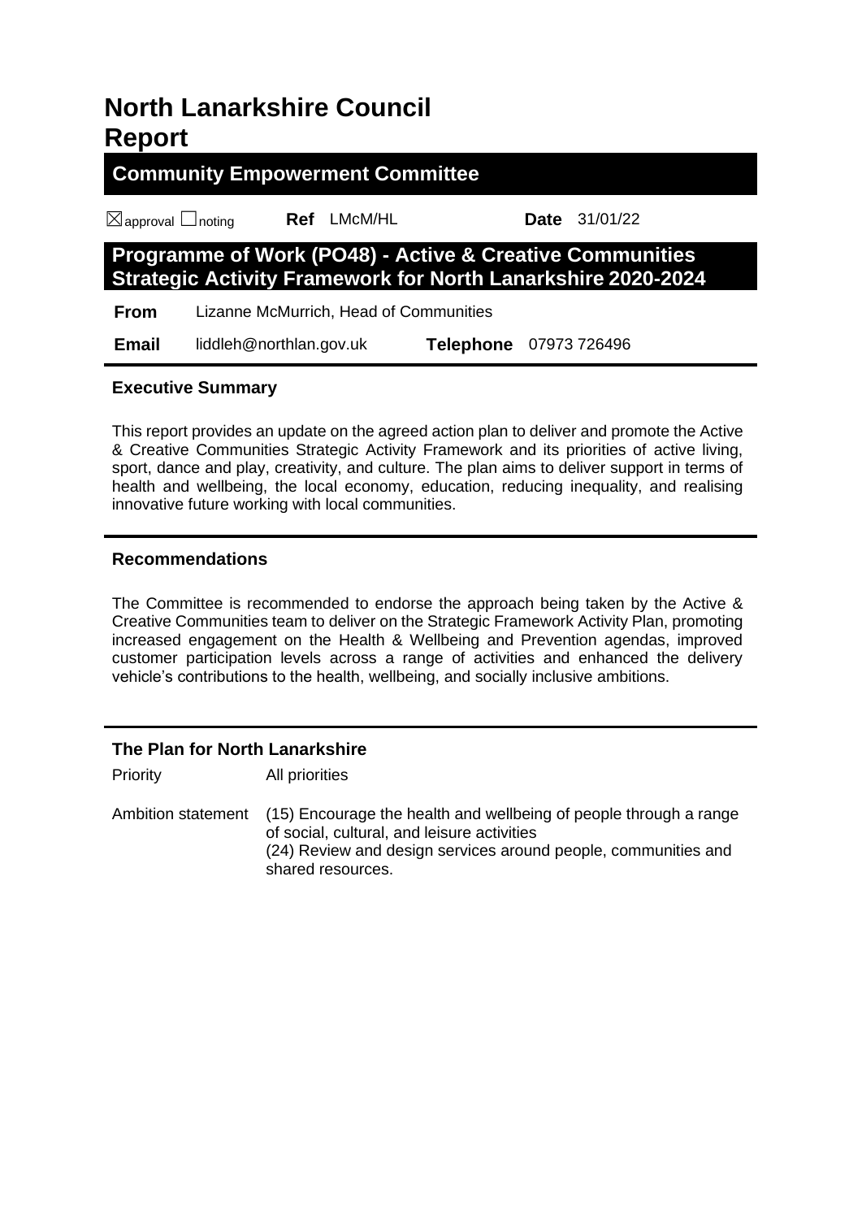# North Lanarkshire Council Report

## Community Empowerment Committee

☒approval ☐noting **Ref** LMcM/HL **Date** 31/01/22

## Programme of Work (PO48) - Active & Creative Communities Strategic Activity Framework for North Lanarkshire 2020-2024

| | |
|---|---|
| **From** | Lizanne McMurrich, Head of Communities |
| **Email** | liddleh@northlan.gov.uk **Telephone** 07973 726496 |

### Executive Summary

This report provides an update on the agreed action plan to deliver and promote the Active & Creative Communities Strategic Activity Framework and its priorities of active living, sport, dance and play, creativity, and culture. The plan aims to deliver support in terms of health and wellbeing, the local economy, education, reducing inequality, and realising innovative future working with local communities.

### Recommendations

The Committee is recommended to endorse the approach being taken by the Active & Creative Communities team to deliver on the Strategic Framework Activity Plan, promoting increased engagement on the Health & Wellbeing and Prevention agendas, improved customer participation levels across a range of activities and enhanced the delivery vehicle's contributions to the health, wellbeing, and socially inclusive ambitions.

### The Plan for North Lanarkshire

| | |
|---|---|
| Priority | All priorities |
| Ambition statement | (15) Encourage the health and wellbeing of people through a range of social, cultural, and leisure activities<br>(24) Review and design services around people, communities and shared resources. |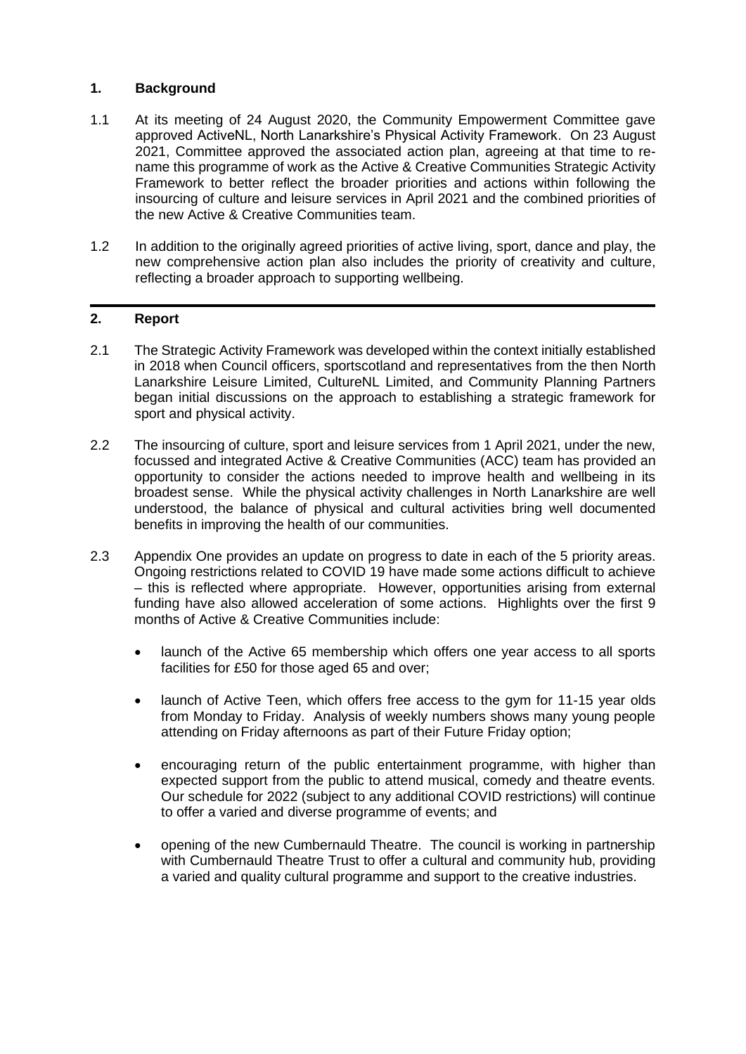## 1. Background

1.1 At its meeting of 24 August 2020, the Community Empowerment Committee gave approved ActiveNL, North Lanarkshire's Physical Activity Framework. On 23 August 2021, Committee approved the associated action plan, agreeing at that time to re-name this programme of work as the Active & Creative Communities Strategic Activity Framework to better reflect the broader priorities and actions within following the insourcing of culture and leisure services in April 2021 and the combined priorities of the new Active & Creative Communities team.

1.2 In addition to the originally agreed priorities of active living, sport, dance and play, the new comprehensive action plan also includes the priority of creativity and culture, reflecting a broader approach to supporting wellbeing.

## 2. Report

2.1 The Strategic Activity Framework was developed within the context initially established in 2018 when Council officers, sportscotland and representatives from the then North Lanarkshire Leisure Limited, CultureNL Limited, and Community Planning Partners began initial discussions on the approach to establishing a strategic framework for sport and physical activity.

2.2 The insourcing of culture, sport and leisure services from 1 April 2021, under the new, focussed and integrated Active & Creative Communities (ACC) team has provided an opportunity to consider the actions needed to improve health and wellbeing in its broadest sense. While the physical activity challenges in North Lanarkshire are well understood, the balance of physical and cultural activities bring well documented benefits in improving the health of our communities.

2.3 Appendix One provides an update on progress to date in each of the 5 priority areas. Ongoing restrictions related to COVID 19 have made some actions difficult to achieve – this is reflected where appropriate. However, opportunities arising from external funding have also allowed acceleration of some actions. Highlights over the first 9 months of Active & Creative Communities include:

- launch of the Active 65 membership which offers one year access to all sports facilities for £50 for those aged 65 and over;
- launch of Active Teen, which offers free access to the gym for 11-15 year olds from Monday to Friday. Analysis of weekly numbers shows many young people attending on Friday afternoons as part of their Future Friday option;
- encouraging return of the public entertainment programme, with higher than expected support from the public to attend musical, comedy and theatre events. Our schedule for 2022 (subject to any additional COVID restrictions) will continue to offer a varied and diverse programme of events; and
- opening of the new Cumbernauld Theatre. The council is working in partnership with Cumbernauld Theatre Trust to offer a cultural and community hub, providing a varied and quality cultural programme and support to the creative industries.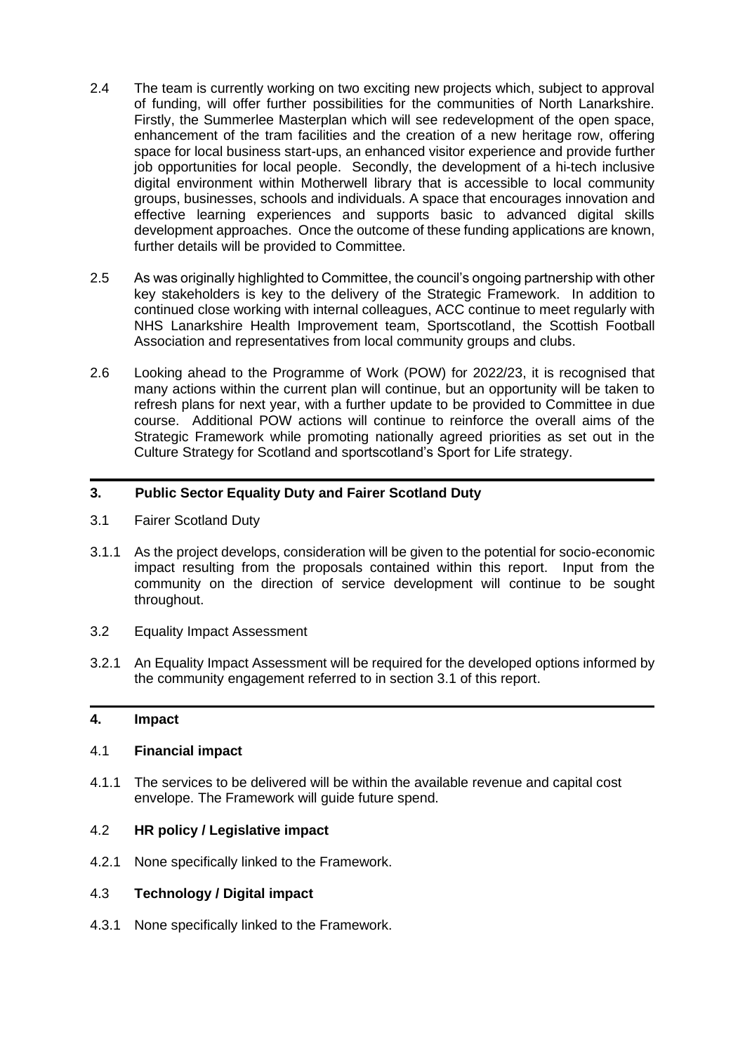2.4 The team is currently working on two exciting new projects which, subject to approval of funding, will offer further possibilities for the communities of North Lanarkshire. Firstly, the Summerlee Masterplan which will see redevelopment of the open space, enhancement of the tram facilities and the creation of a new heritage row, offering space for local business start-ups, an enhanced visitor experience and provide further job opportunities for local people. Secondly, the development of a hi-tech inclusive digital environment within Motherwell library that is accessible to local community groups, businesses, schools and individuals. A space that encourages innovation and effective learning experiences and supports basic to advanced digital skills development approaches. Once the outcome of these funding applications are known, further details will be provided to Committee.

2.5 As was originally highlighted to Committee, the council's ongoing partnership with other key stakeholders is key to the delivery of the Strategic Framework. In addition to continued close working with internal colleagues, ACC continue to meet regularly with NHS Lanarkshire Health Improvement team, Sportscotland, the Scottish Football Association and representatives from local community groups and clubs.

2.6 Looking ahead to the Programme of Work (POW) for 2022/23, it is recognised that many actions within the current plan will continue, but an opportunity will be taken to refresh plans for next year, with a further update to be provided to Committee in due course. Additional POW actions will continue to reinforce the overall aims of the Strategic Framework while promoting nationally agreed priorities as set out in the Culture Strategy for Scotland and sportscotland's Sport for Life strategy.

## 3. Public Sector Equality Duty and Fairer Scotland Duty

3.1 Fairer Scotland Duty

3.1.1 As the project develops, consideration will be given to the potential for socio-economic impact resulting from the proposals contained within this report. Input from the community on the direction of service development will continue to be sought throughout.

3.2 Equality Impact Assessment

3.2.1 An Equality Impact Assessment will be required for the developed options informed by the community engagement referred to in section 3.1 of this report.

## 4. Impact

### 4.1 Financial impact

4.1.1 The services to be delivered will be within the available revenue and capital cost envelope. The Framework will guide future spend.

### 4.2 HR policy / Legislative impact

4.2.1 None specifically linked to the Framework.

### 4.3 Technology / Digital impact

4.3.1 None specifically linked to the Framework.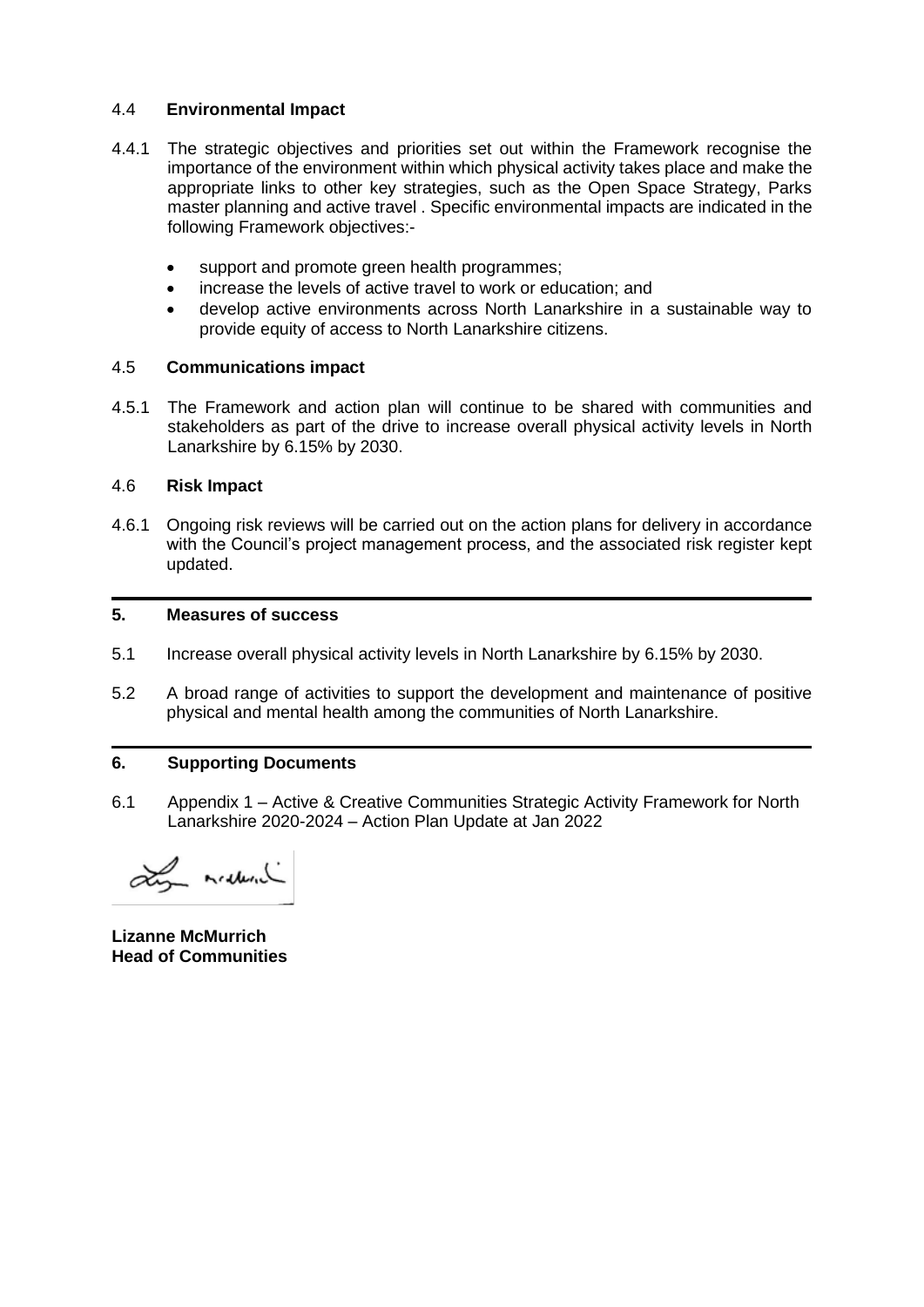## 4.4 Environmental Impact

4.4.1 The strategic objectives and priorities set out within the Framework recognise the importance of the environment within which physical activity takes place and make the appropriate links to other key strategies, such as the Open Space Strategy, Parks master planning and active travel . Specific environmental impacts are indicated in the following Framework objectives:-

- support and promote green health programmes;
- increase the levels of active travel to work or education; and
- develop active environments across North Lanarkshire in a sustainable way to provide equity of access to North Lanarkshire citizens.

## 4.5 Communications impact

4.5.1 The Framework and action plan will continue to be shared with communities and stakeholders as part of the drive to increase overall physical activity levels in North Lanarkshire by 6.15% by 2030.

## 4.6 Risk Impact

4.6.1 Ongoing risk reviews will be carried out on the action plans for delivery in accordance with the Council's project management process, and the associated risk register kept updated.

## 5. Measures of success

5.1 Increase overall physical activity levels in North Lanarkshire by 6.15% by 2030.

5.2 A broad range of activities to support the development and maintenance of positive physical and mental health among the communities of North Lanarkshire.

## 6. Supporting Documents

6.1 Appendix 1 – Active & Creative Communities Strategic Activity Framework for North Lanarkshire 2020-2024 – Action Plan Update at Jan 2022

**Lizanne McMurrich**
**Head of Communities**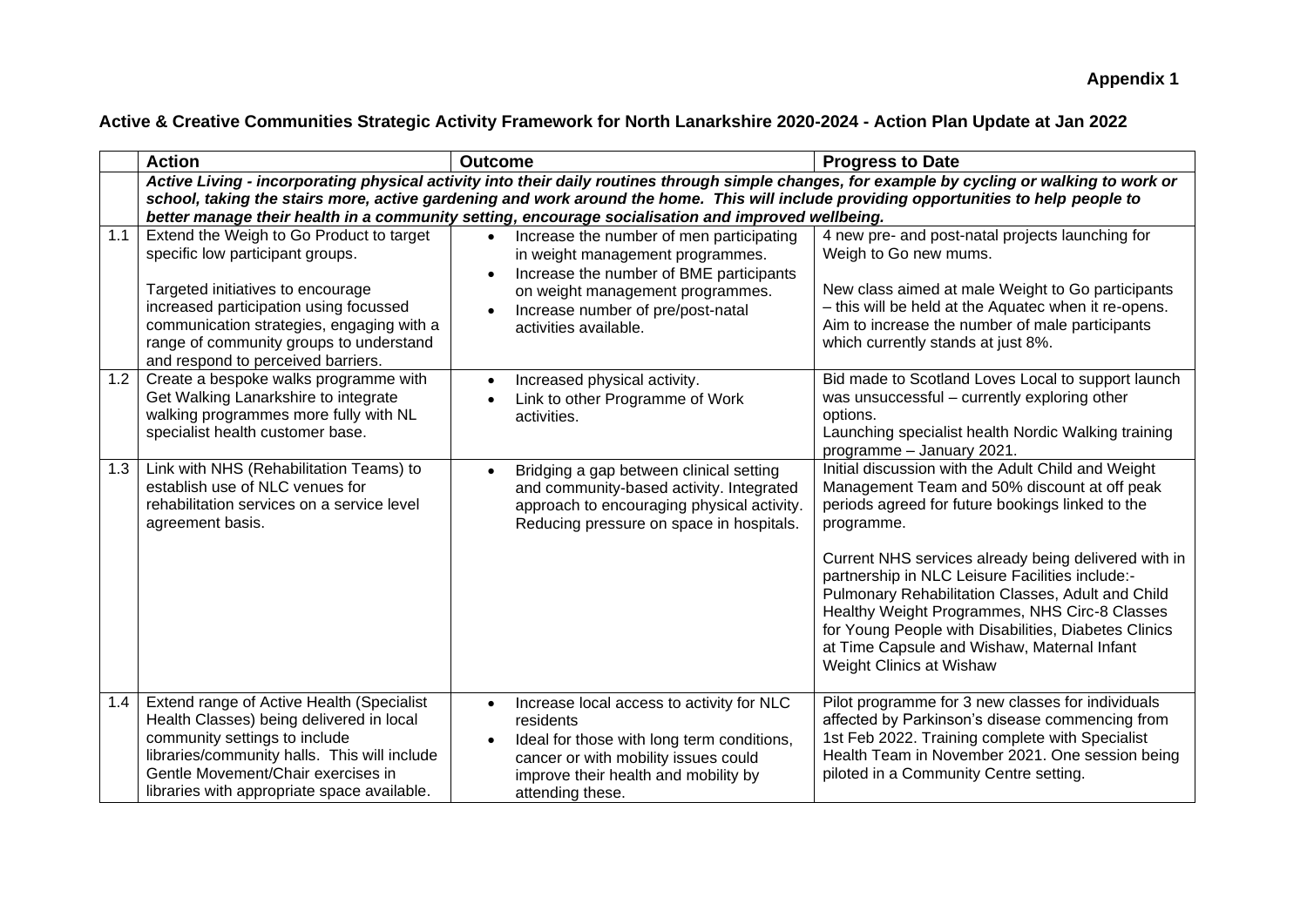**Appendix 1**

**Active & Creative Communities Strategic Activity Framework for North Lanarkshire 2020-2024 - Action Plan Update at Jan 2022**

| | Action | Outcome | Progress to Date |
|---|---|---|---|
| | ***Active Living - incorporating physical activity into their daily routines through simple changes, for example by cycling or walking to work or school, taking the stairs more, active gardening and work around the home. This will include providing opportunities to help people to better manage their health in a community setting, encourage socialisation and improved wellbeing.*** | | |
| 1.1 | Extend the Weigh to Go Product to target specific low participant groups.<br><br>Targeted initiatives to encourage increased participation using focussed communication strategies, engaging with a range of community groups to understand and respond to perceived barriers. | • Increase the number of men participating in weight management programmes.<br>• Increase the number of BME participants on weight management programmes.<br>• Increase number of pre/post-natal activities available. | 4 new pre- and post-natal projects launching for Weigh to Go new mums.<br><br>New class aimed at male Weight to Go participants – this will be held at the Aquatec when it re-opens. Aim to increase the number of male participants which currently stands at just 8%. |
| 1.2 | Create a bespoke walks programme with Get Walking Lanarkshire to integrate walking programmes more fully with NL specialist health customer base. | • Increased physical activity.<br>• Link to other Programme of Work activities. | Bid made to Scotland Loves Local to support launch was unsuccessful – currently exploring other options.<br>Launching specialist health Nordic Walking training programme – January 2021. |
| 1.3 | Link with NHS (Rehabilitation Teams) to establish use of NLC venues for rehabilitation services on a service level agreement basis. | • Bridging a gap between clinical setting and community-based activity. Integrated approach to encouraging physical activity. Reducing pressure on space in hospitals. | Initial discussion with the Adult Child and Weight Management Team and 50% discount at off peak periods agreed for future bookings linked to the programme.<br><br>Current NHS services already being delivered with in partnership in NLC Leisure Facilities include:- Pulmonary Rehabilitation Classes, Adult and Child Healthy Weight Programmes, NHS Circ-8 Classes for Young People with Disabilities, Diabetes Clinics at Time Capsule and Wishaw, Maternal Infant Weight Clinics at Wishaw |
| 1.4 | Extend range of Active Health (Specialist Health Classes) being delivered in local community settings to include libraries/community halls. This will include Gentle Movement/Chair exercises in libraries with appropriate space available. | • Increase local access to activity for NLC residents<br>• Ideal for those with long term conditions, cancer or with mobility issues could improve their health and mobility by attending these. | Pilot programme for 3 new classes for individuals affected by Parkinson's disease commencing from 1st Feb 2022. Training complete with Specialist Health Team in November 2021. One session being piloted in a Community Centre setting. |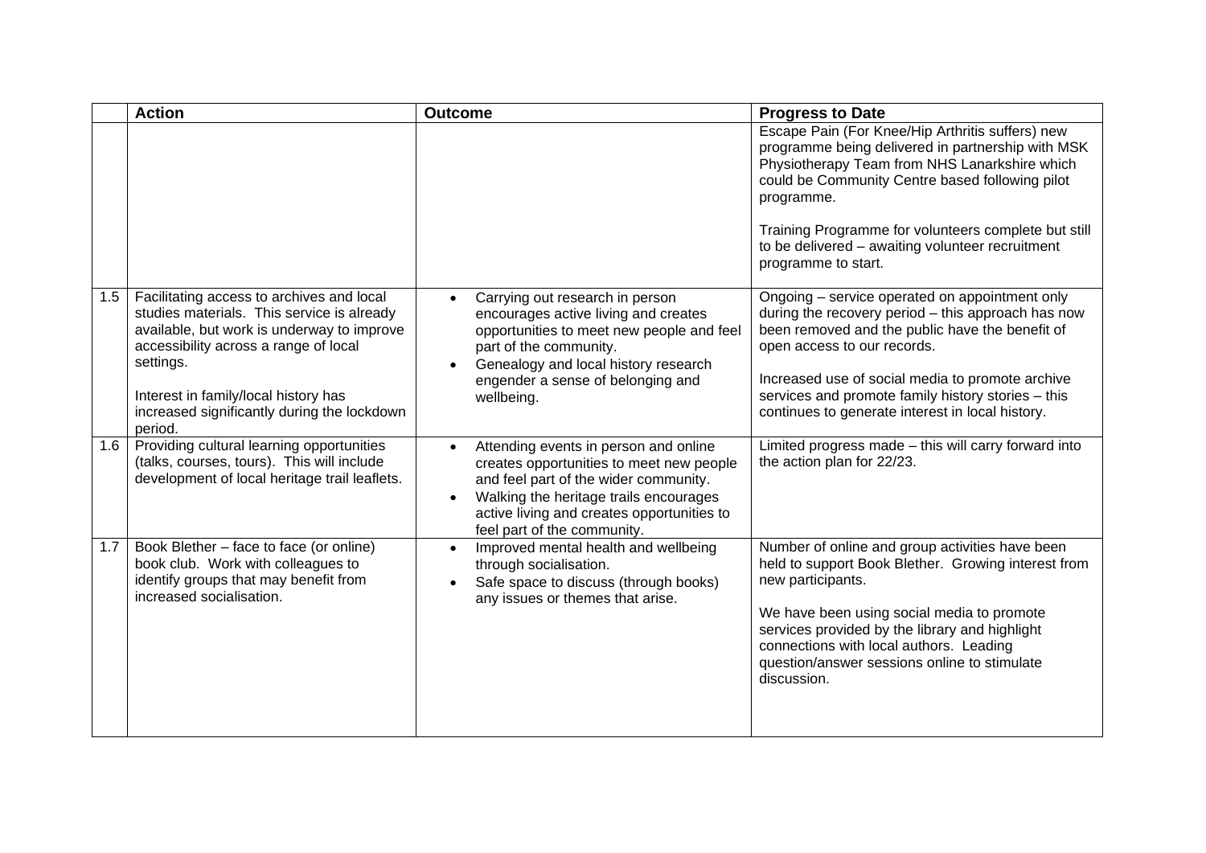| | Action | Outcome | Progress to Date |
|---|---|---|---|
| | | | Escape Pain (For Knee/Hip Arthritis suffers) new programme being delivered in partnership with MSK Physiotherapy Team from NHS Lanarkshire which could be Community Centre based following pilot programme.<br><br>Training Programme for volunteers complete but still to be delivered – awaiting volunteer recruitment programme to start. |
| 1.5 | Facilitating access to archives and local studies materials. This service is already available, but work is underway to improve accessibility across a range of local settings.<br><br>Interest in family/local history has increased significantly during the lockdown period. | • Carrying out research in person encourages active living and creates opportunities to meet new people and feel part of the community.<br>• Genealogy and local history research engender a sense of belonging and wellbeing. | Ongoing – service operated on appointment only during the recovery period – this approach has now been removed and the public have the benefit of open access to our records.<br><br>Increased use of social media to promote archive services and promote family history stories – this continues to generate interest in local history. |
| 1.6 | Providing cultural learning opportunities (talks, courses, tours). This will include development of local heritage trail leaflets. | • Attending events in person and online creates opportunities to meet new people and feel part of the wider community.<br>• Walking the heritage trails encourages active living and creates opportunities to feel part of the community. | Limited progress made – this will carry forward into the action plan for 22/23. |
| 1.7 | Book Blether – face to face (or online) book club. Work with colleagues to identify groups that may benefit from increased socialisation. | • Improved mental health and wellbeing through socialisation.<br>• Safe space to discuss (through books) any issues or themes that arise. | Number of online and group activities have been held to support Book Blether. Growing interest from new participants.<br><br>We have been using social media to promote services provided by the library and highlight connections with local authors. Leading question/answer sessions online to stimulate discussion. |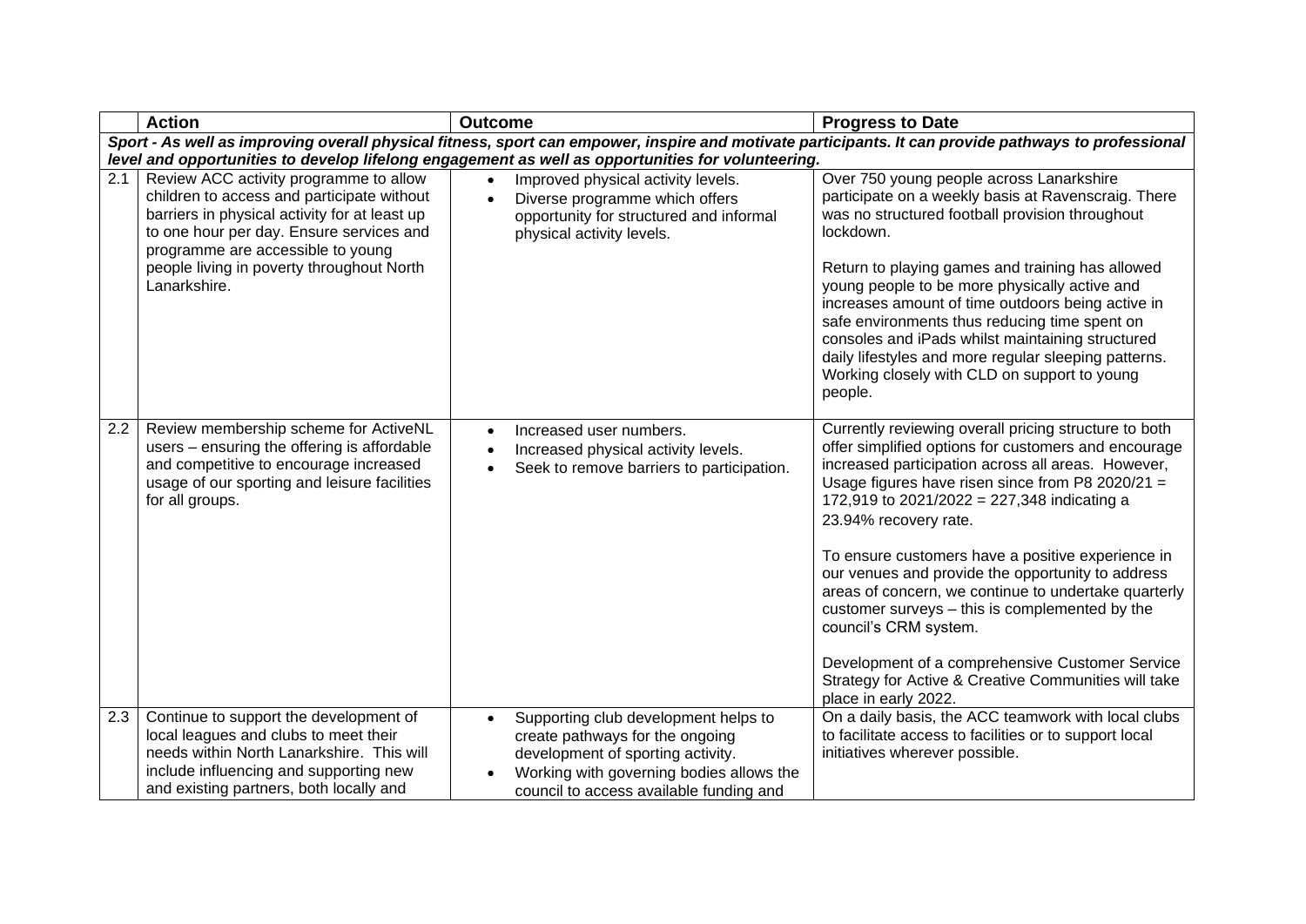|  | Action | Outcome | Progress to Date |
|---|---|---|---|
| ***Sport - As well as improving overall physical fitness, sport can empower, inspire and motivate participants. It can provide pathways to professional level and opportunities to develop lifelong engagement as well as opportunities for volunteering.*** | | | |
| 2.1 | Review ACC activity programme to allow children to access and participate without barriers in physical activity for at least up to one hour per day. Ensure services and programme are accessible to young people living in poverty throughout North Lanarkshire. | • Improved physical activity levels.<br>• Diverse programme which offers opportunity for structured and informal physical activity levels. | Over 750 young people across Lanarkshire participate on a weekly basis at Ravenscraig. There was no structured football provision throughout lockdown.<br><br>Return to playing games and training has allowed young people to be more physically active and increases amount of time outdoors being active in safe environments thus reducing time spent on consoles and iPads whilst maintaining structured daily lifestyles and more regular sleeping patterns. Working closely with CLD on support to young people. |
| 2.2 | Review membership scheme for ActiveNL users – ensuring the offering is affordable and competitive to encourage increased usage of our sporting and leisure facilities for all groups. | • Increased user numbers.<br>• Increased physical activity levels.<br>• Seek to remove barriers to participation. | Currently reviewing overall pricing structure to both offer simplified options for customers and encourage increased participation across all areas. However, Usage figures have risen since from P8 2020/21 = 172,919 to 2021/2022 = 227,348 indicating a 23.94% recovery rate.<br><br>To ensure customers have a positive experience in our venues and provide the opportunity to address areas of concern, we continue to undertake quarterly customer surveys – this is complemented by the council's CRM system.<br><br>Development of a comprehensive Customer Service Strategy for Active & Creative Communities will take place in early 2022. |
| 2.3 | Continue to support the development of local leagues and clubs to meet their needs within North Lanarkshire. This will include influencing and supporting new and existing partners, both locally and | • Supporting club development helps to create pathways for the ongoing development of sporting activity.<br>• Working with governing bodies allows the council to access available funding and | On a daily basis, the ACC teamwork with local clubs to facilitate access to facilities or to support local initiatives wherever possible. |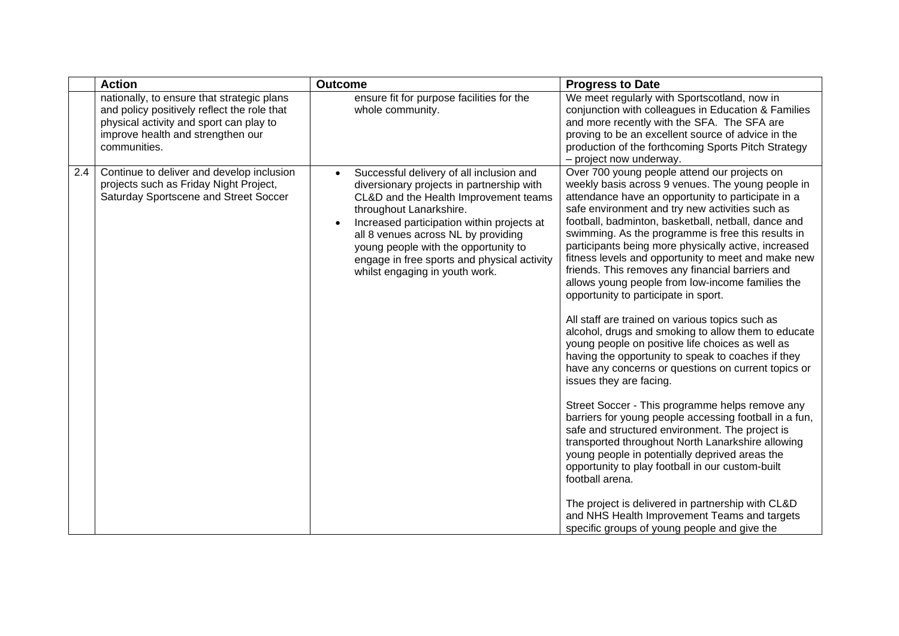| | Action | Outcome | Progress to Date |
|---|---|---|---|
| | nationally, to ensure that strategic plans and policy positively reflect the role that physical activity and sport can play to improve health and strengthen our communities. | ensure fit for purpose facilities for the whole community. | We meet regularly with Sportscotland, now in conjunction with colleagues in Education & Families and more recently with the SFA. The SFA are proving to be an excellent source of advice in the production of the forthcoming Sports Pitch Strategy – project now underway. |
| 2.4 | Continue to deliver and develop inclusion projects such as Friday Night Project, Saturday Sportscene and Street Soccer | • Successful delivery of all inclusion and diversionary projects in partnership with CL&D and the Health Improvement teams throughout Lanarkshire.<br>• Increased participation within projects at all 8 venues across NL by providing young people with the opportunity to engage in free sports and physical activity whilst engaging in youth work. | Over 700 young people attend our projects on weekly basis across 9 venues. The young people in attendance have an opportunity to participate in a safe environment and try new activities such as football, badminton, basketball, netball, dance and swimming. As the programme is free this results in participants being more physically active, increased fitness levels and opportunity to meet and make new friends. This removes any financial barriers and allows young people from low-income families the opportunity to participate in sport.<br><br>All staff are trained on various topics such as alcohol, drugs and smoking to allow them to educate young people on positive life choices as well as having the opportunity to speak to coaches if they have any concerns or questions on current topics or issues they are facing.<br><br>Street Soccer - This programme helps remove any barriers for young people accessing football in a fun, safe and structured environment. The project is transported throughout North Lanarkshire allowing young people in potentially deprived areas the opportunity to play football in our custom-built football arena.<br><br>The project is delivered in partnership with CL&D and NHS Health Improvement Teams and targets specific groups of young people and give the |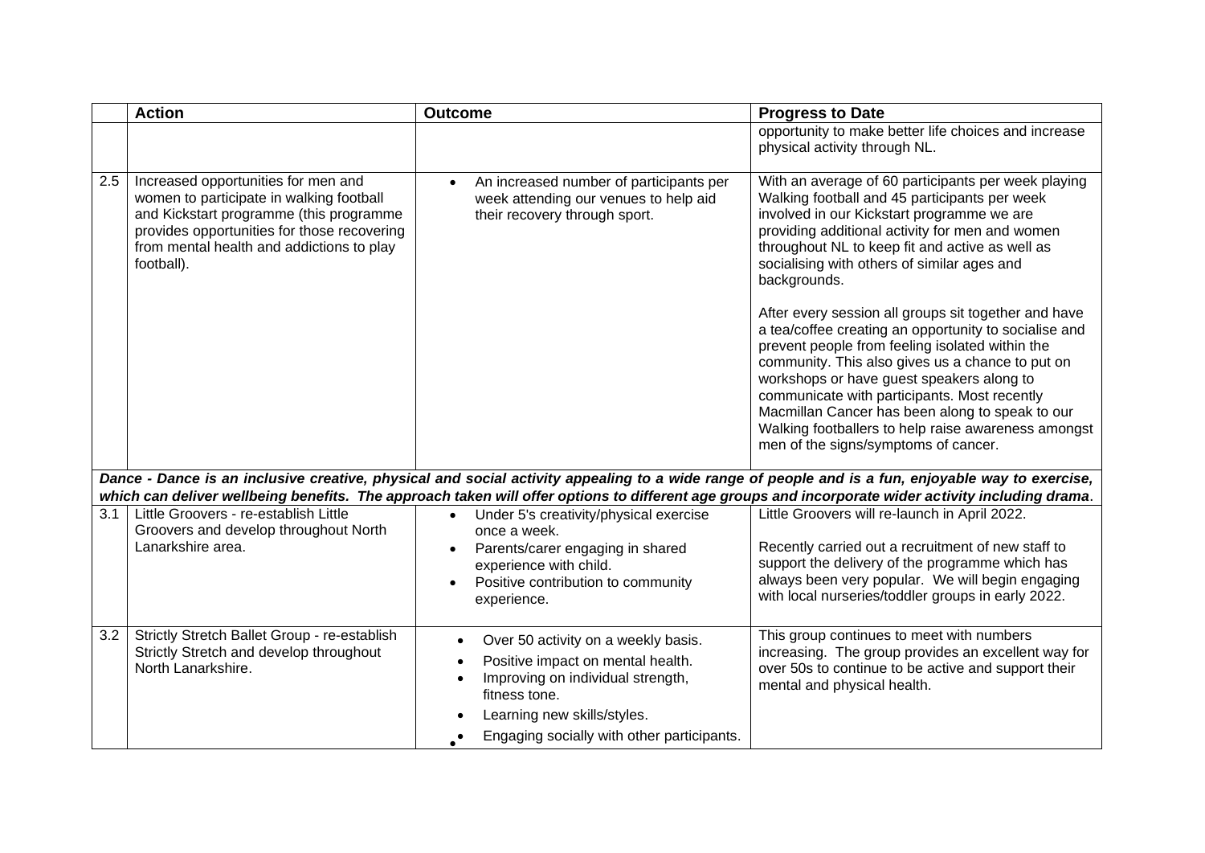|  | Action | Outcome | Progress to Date |
|---|---|---|---|
|  |  |  | opportunity to make better life choices and increase physical activity through NL. |
| 2.5 | Increased opportunities for men and women to participate in walking football and Kickstart programme (this programme provides opportunities for those recovering from mental health and addictions to play football). | • An increased number of participants per week attending our venues to help aid their recovery through sport. | With an average of 60 participants per week playing Walking football and 45 participants per week involved in our Kickstart programme we are providing additional activity for men and women throughout NL to keep fit and active as well as socialising with others of similar ages and backgrounds.<br><br>After every session all groups sit together and have a tea/coffee creating an opportunity to socialise and prevent people from feeling isolated within the community. This also gives us a chance to put on workshops or have guest speakers along to communicate with participants. Most recently Macmillan Cancer has been along to speak to our Walking footballers to help raise awareness amongst men of the signs/symptoms of cancer. |
| ***Dance - Dance is an inclusive creative, physical and social activity appealing to a wide range of people and is a fun, enjoyable way to exercise, which can deliver wellbeing benefits. The approach taken will offer options to different age groups and incorporate wider activity including drama*.** | | | |
| 3.1 | Little Groovers - re-establish Little Groovers and develop throughout North Lanarkshire area. | • Under 5's creativity/physical exercise once a week.<br>• Parents/carer engaging in shared experience with child.<br>• Positive contribution to community experience. | Little Groovers will re-launch in April 2022.<br><br>Recently carried out a recruitment of new staff to support the delivery of the programme which has always been very popular. We will begin engaging with local nurseries/toddler groups in early 2022. |
| 3.2 | Strictly Stretch Ballet Group - re-establish Strictly Stretch and develop throughout North Lanarkshire. | • Over 50 activity on a weekly basis.<br>• Positive impact on mental health.<br>• Improving on individual strength, fitness tone.<br>• Learning new skills/styles.<br>• Engaging socially with other participants. | This group continues to meet with numbers increasing. The group provides an excellent way for over 50s to continue to be active and support their mental and physical health. |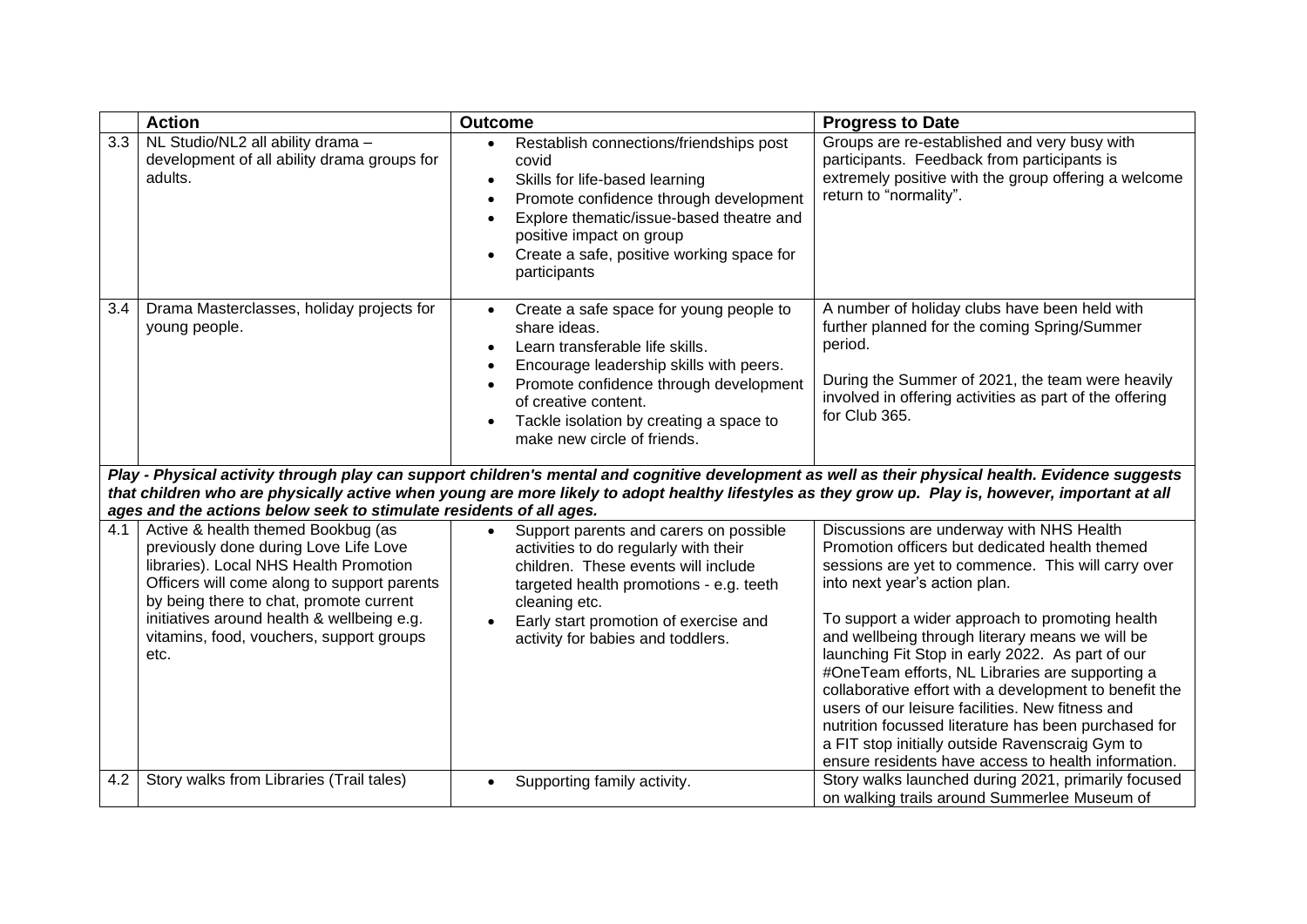| | Action | Outcome | Progress to Date |
|---|---|---|---|
| 3.3 | NL Studio/NL2 all ability drama – development of all ability drama groups for adults. | • Restablish connections/friendships post covid<br>• Skills for life-based learning<br>• Promote confidence through development<br>• Explore thematic/issue-based theatre and positive impact on group<br>• Create a safe, positive working space for participants | Groups are re-established and very busy with participants. Feedback from participants is extremely positive with the group offering a welcome return to "normality". |
| 3.4 | Drama Masterclasses, holiday projects for young people. | • Create a safe space for young people to share ideas.<br>• Learn transferable life skills.<br>• Encourage leadership skills with peers.<br>• Promote confidence through development of creative content.<br>• Tackle isolation by creating a space to make new circle of friends. | A number of holiday clubs have been held with further planned for the coming Spring/Summer period.<br><br>During the Summer of 2021, the team were heavily involved in offering activities as part of the offering for Club 365. |
| ***Play - Physical activity through play can support children's mental and cognitive development as well as their physical health. Evidence suggests that children who are physically active when young are more likely to adopt healthy lifestyles as they grow up. Play is, however, important at all ages and the actions below seek to stimulate residents of all ages.*** | | | |
| 4.1 | Active & health themed Bookbug (as previously done during Love Life Love libraries). Local NHS Health Promotion Officers will come along to support parents by being there to chat, promote current initiatives around health & wellbeing e.g. vitamins, food, vouchers, support groups etc. | • Support parents and carers on possible activities to do regularly with their children. These events will include targeted health promotions - e.g. teeth cleaning etc.<br>• Early start promotion of exercise and activity for babies and toddlers. | Discussions are underway with NHS Health Promotion officers but dedicated health themed sessions are yet to commence. This will carry over into next year's action plan.<br><br>To support a wider approach to promoting health and wellbeing through literary means we will be launching Fit Stop in early 2022. As part of our #OneTeam efforts, NL Libraries are supporting a collaborative effort with a development to benefit the users of our leisure facilities. New fitness and nutrition focussed literature has been purchased for a FIT stop initially outside Ravenscraig Gym to ensure residents have access to health information. |
| 4.2 | Story walks from Libraries (Trail tales) | • Supporting family activity. | Story walks launched during 2021, primarily focused on walking trails around Summerlee Museum of |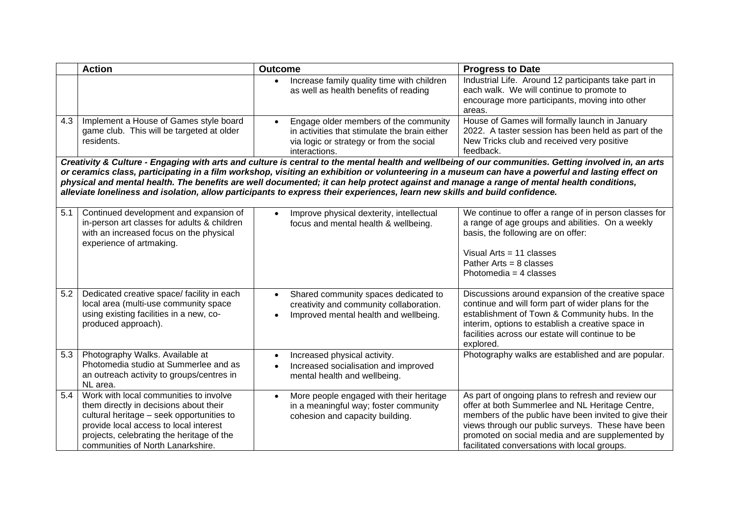| | Action | Outcome | Progress to Date |
|---|---|---|---|
| | | • Increase family quality time with children as well as health benefits of reading | Industrial Life. Around 12 participants take part in each walk. We will continue to promote to encourage more participants, moving into other areas. |
| 4.3 | Implement a House of Games style board game club. This will be targeted at older residents. | • Engage older members of the community in activities that stimulate the brain either via logic or strategy or from the social interactions. | House of Games will formally launch in January 2022. A taster session has been held as part of the New Tricks club and received very positive feedback. |
| ***Creativity & Culture - Engaging with arts and culture is central to the mental health and wellbeing of our communities. Getting involved in, an arts or ceramics class, participating in a film workshop, visiting an exhibition or volunteering in a museum can have a powerful and lasting effect on physical and mental health. The benefits are well documented; it can help protect against and manage a range of mental health conditions, alleviate loneliness and isolation, allow participants to express their experiences, learn new skills and build confidence.*** | | | |
| 5.1 | Continued development and expansion of in-person art classes for adults & children with an increased focus on the physical experience of artmaking. | • Improve physical dexterity, intellectual focus and mental health & wellbeing. | We continue to offer a range of in person classes for a range of age groups and abilities. On a weekly basis, the following are on offer:<br><br>Visual Arts = 11 classes<br>Pather Arts = 8 classes<br>Photomedia = 4 classes |
| 5.2 | Dedicated creative space/ facility in each local area (multi-use community space using existing facilities in a new, co-produced approach). | • Shared community spaces dedicated to creativity and community collaboration.<br>• Improved mental health and wellbeing. | Discussions around expansion of the creative space continue and will form part of wider plans for the establishment of Town & Community hubs. In the interim, options to establish a creative space in facilities across our estate will continue to be explored. |
| 5.3 | Photography Walks. Available at Photomedia studio at Summerlee and as an outreach activity to groups/centres in NL area. | • Increased physical activity.<br>• Increased socialisation and improved mental health and wellbeing. | Photography walks are established and are popular. |
| 5.4 | Work with local communities to involve them directly in decisions about their cultural heritage – seek opportunities to provide local access to local interest projects, celebrating the heritage of the communities of North Lanarkshire. | • More people engaged with their heritage in a meaningful way; foster community cohesion and capacity building. | As part of ongoing plans to refresh and review our offer at both Summerlee and NL Heritage Centre, members of the public have been invited to give their views through our public surveys. These have been promoted on social media and are supplemented by facilitated conversations with local groups. |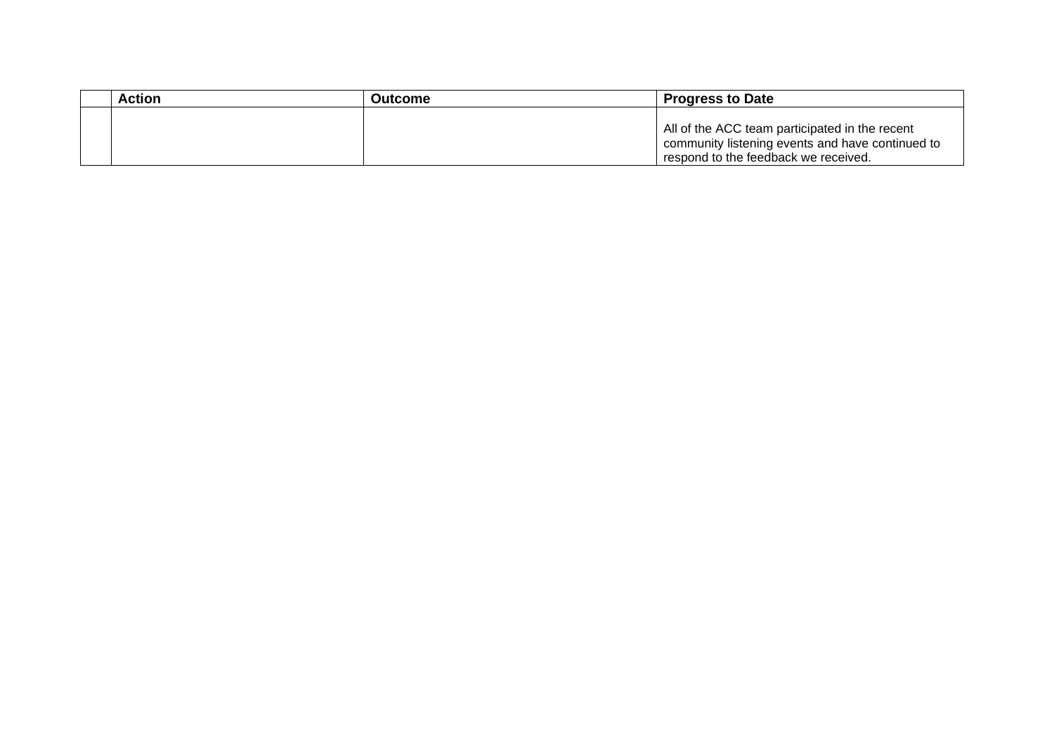| | Action | Outcome | Progress to Date |
|---|---|---|---|
| | | | All of the ACC team participated in the recent community listening events and have continued to respond to the feedback we received. |